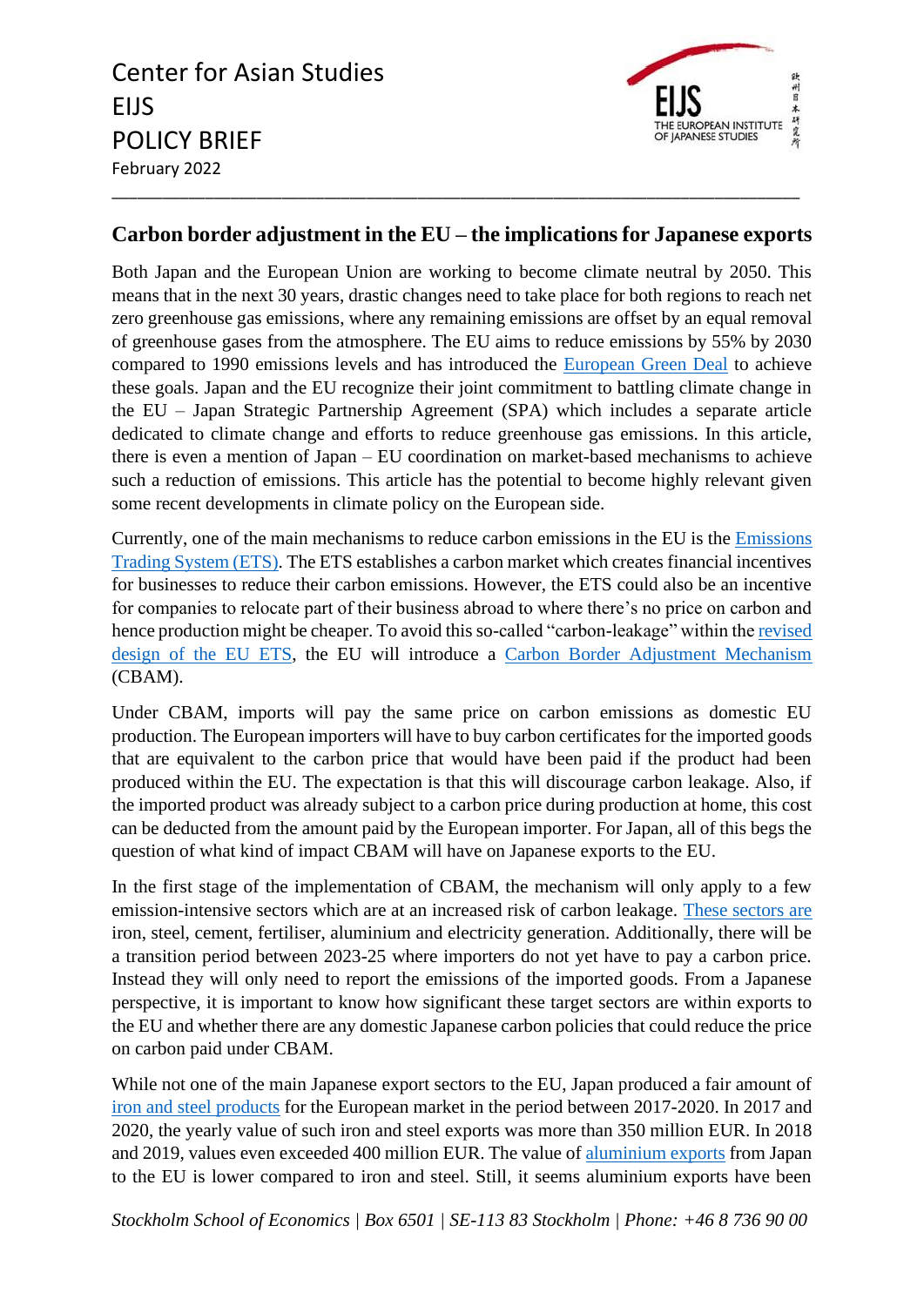Center for Asian Studies
EIJS
POLICY BRIEF
February 2022

---

## Carbon border adjustment in the EU – the implications for Japanese exports

Both Japan and the European Union are working to become climate neutral by 2050. This means that in the next 30 years, drastic changes need to take place for both regions to reach net zero greenhouse gas emissions, where any remaining emissions are offset by an equal removal of greenhouse gases from the atmosphere. The EU aims to reduce emissions by 55% by 2030 compared to 1990 emissions levels and has introduced the European Green Deal to achieve these goals. Japan and the EU recognize their joint commitment to battling climate change in the EU – Japan Strategic Partnership Agreement (SPA) which includes a separate article dedicated to climate change and efforts to reduce greenhouse gas emissions. In this article, there is even a mention of Japan – EU coordination on market-based mechanisms to achieve such a reduction of emissions. This article has the potential to become highly relevant given some recent developments in climate policy on the European side.

Currently, one of the main mechanisms to reduce carbon emissions in the EU is the Emissions Trading System (ETS). The ETS establishes a carbon market which creates financial incentives for businesses to reduce their carbon emissions. However, the ETS could also be an incentive for companies to relocate part of their business abroad to where there's no price on carbon and hence production might be cheaper. To avoid this so-called "carbon-leakage" within the revised design of the EU ETS, the EU will introduce a Carbon Border Adjustment Mechanism (CBAM).

Under CBAM, imports will pay the same price on carbon emissions as domestic EU production. The European importers will have to buy carbon certificates for the imported goods that are equivalent to the carbon price that would have been paid if the product had been produced within the EU. The expectation is that this will discourage carbon leakage. Also, if the imported product was already subject to a carbon price during production at home, this cost can be deducted from the amount paid by the European importer. For Japan, all of this begs the question of what kind of impact CBAM will have on Japanese exports to the EU.

In the first stage of the implementation of CBAM, the mechanism will only apply to a few emission-intensive sectors which are at an increased risk of carbon leakage. These sectors are iron, steel, cement, fertiliser, aluminium and electricity generation. Additionally, there will be a transition period between 2023-25 where importers do not yet have to pay a carbon price. Instead they will only need to report the emissions of the imported goods. From a Japanese perspective, it is important to know how significant these target sectors are within exports to the EU and whether there are any domestic Japanese carbon policies that could reduce the price on carbon paid under CBAM.

While not one of the main Japanese export sectors to the EU, Japan produced a fair amount of iron and steel products for the European market in the period between 2017-2020. In 2017 and 2020, the yearly value of such iron and steel exports was more than 350 million EUR. In 2018 and 2019, values even exceeded 400 million EUR. The value of aluminium exports from Japan to the EU is lower compared to iron and steel. Still, it seems aluminium exports have been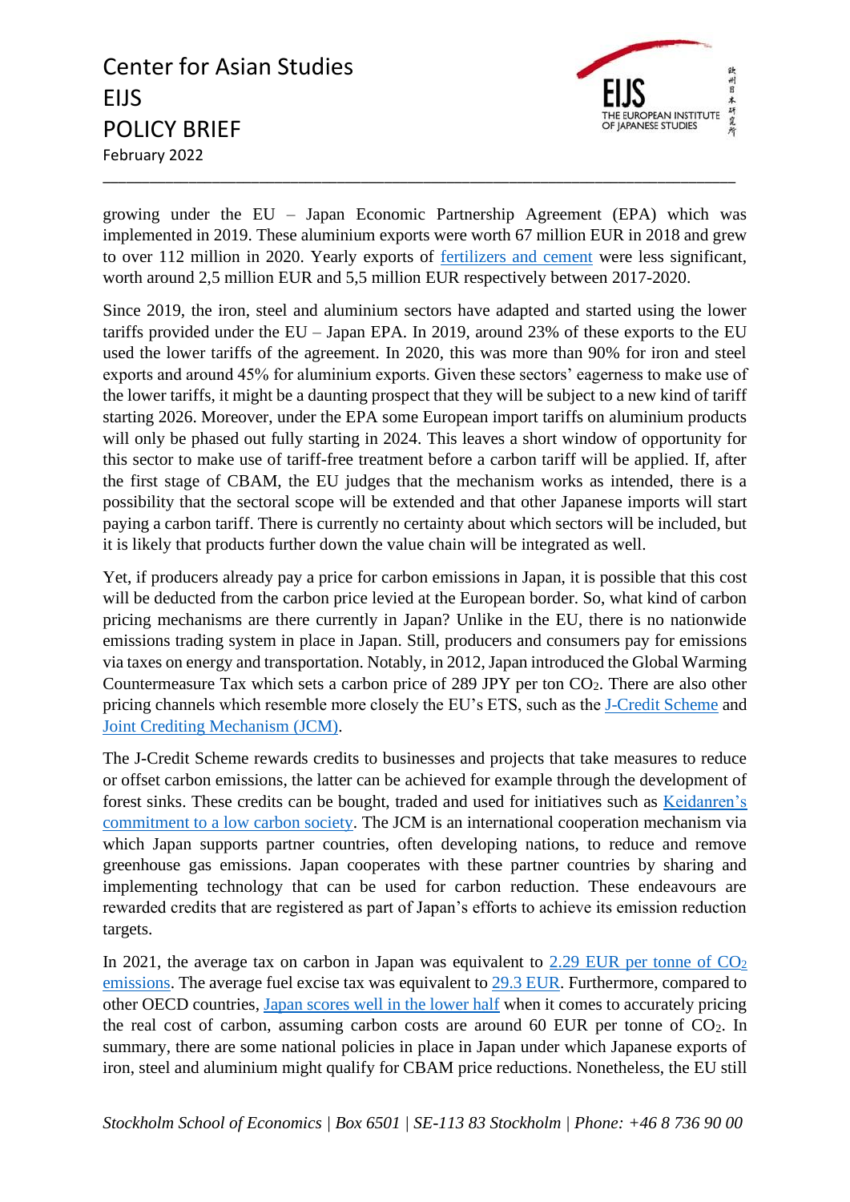growing under the EU – Japan Economic Partnership Agreement (EPA) which was implemented in 2019. These aluminium exports were worth 67 million EUR in 2018 and grew to over 112 million in 2020. Yearly exports of fertilizers and cement were less significant, worth around 2,5 million EUR and 5,5 million EUR respectively between 2017-2020.

Since 2019, the iron, steel and aluminium sectors have adapted and started using the lower tariffs provided under the EU – Japan EPA. In 2019, around 23% of these exports to the EU used the lower tariffs of the agreement. In 2020, this was more than 90% for iron and steel exports and around 45% for aluminium exports. Given these sectors' eagerness to make use of the lower tariffs, it might be a daunting prospect that they will be subject to a new kind of tariff starting 2026. Moreover, under the EPA some European import tariffs on aluminium products will only be phased out fully starting in 2024. This leaves a short window of opportunity for this sector to make use of tariff-free treatment before a carbon tariff will be applied. If, after the first stage of CBAM, the EU judges that the mechanism works as intended, there is a possibility that the sectoral scope will be extended and that other Japanese imports will start paying a carbon tariff. There is currently no certainty about which sectors will be included, but it is likely that products further down the value chain will be integrated as well.

Yet, if producers already pay a price for carbon emissions in Japan, it is possible that this cost will be deducted from the carbon price levied at the European border. So, what kind of carbon pricing mechanisms are there currently in Japan? Unlike in the EU, there is no nationwide emissions trading system in place in Japan. Still, producers and consumers pay for emissions via taxes on energy and transportation. Notably, in 2012, Japan introduced the Global Warming Countermeasure Tax which sets a carbon price of 289 JPY per ton $CO_2$. There are also other pricing channels which resemble more closely the EU's ETS, such as the J-Credit Scheme and Joint Crediting Mechanism (JCM).

The J-Credit Scheme rewards credits to businesses and projects that take measures to reduce or offset carbon emissions, the latter can be achieved for example through the development of forest sinks. These credits can be bought, traded and used for initiatives such as Keidanren's commitment to a low carbon society. The JCM is an international cooperation mechanism via which Japan supports partner countries, often developing nations, to reduce and remove greenhouse gas emissions. Japan cooperates with these partner countries by sharing and implementing technology that can be used for carbon reduction. These endeavours are rewarded credits that are registered as part of Japan's efforts to achieve its emission reduction targets.

In 2021, the average tax on carbon in Japan was equivalent to 2.29 EUR per tonne of $CO_2$ emissions. The average fuel excise tax was equivalent to 29.3 EUR. Furthermore, compared to other OECD countries, Japan scores well in the lower half when it comes to accurately pricing the real cost of carbon, assuming carbon costs are around 60 EUR per tonne of $CO_2$. In summary, there are some national policies in place in Japan under which Japanese exports of iron, steel and aluminium might qualify for CBAM price reductions. Nonetheless, the EU still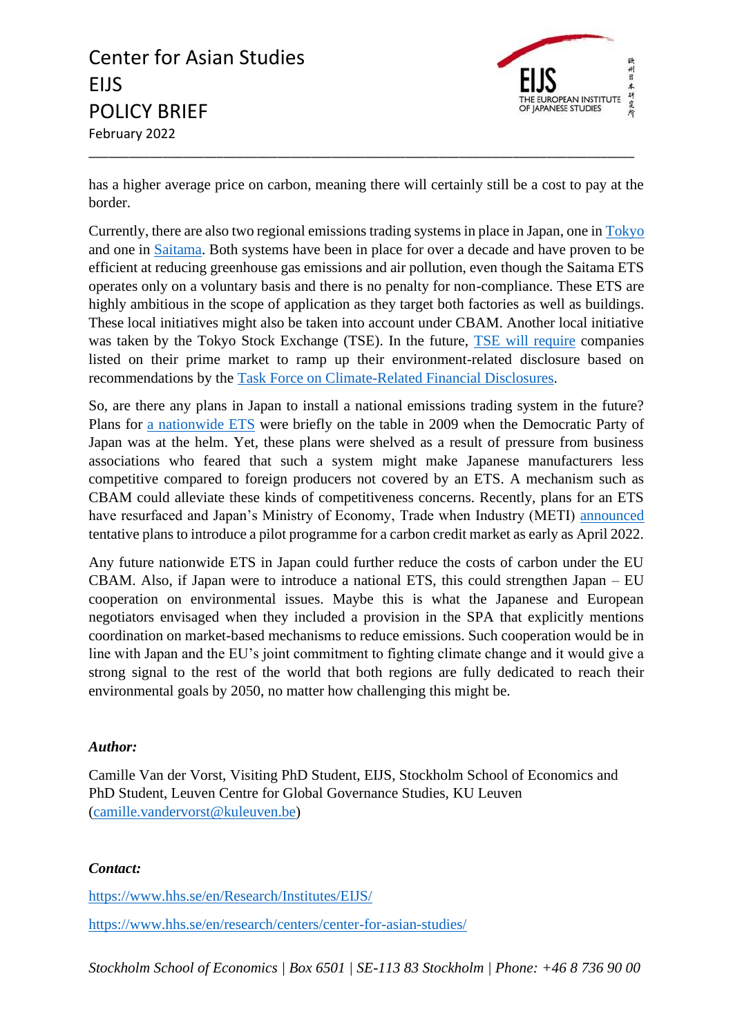has a higher average price on carbon, meaning there will certainly still be a cost to pay at the border.

Currently, there are also two regional emissions trading systems in place in Japan, one in Tokyo and one in Saitama. Both systems have been in place for over a decade and have proven to be efficient at reducing greenhouse gas emissions and air pollution, even though the Saitama ETS operates only on a voluntary basis and there is no penalty for non-compliance. These ETS are highly ambitious in the scope of application as they target both factories as well as buildings. These local initiatives might also be taken into account under CBAM. Another local initiative was taken by the Tokyo Stock Exchange (TSE). In the future, TSE will require companies listed on their prime market to ramp up their environment-related disclosure based on recommendations by the Task Force on Climate-Related Financial Disclosures.

So, are there any plans in Japan to install a national emissions trading system in the future? Plans for a nationwide ETS were briefly on the table in 2009 when the Democratic Party of Japan was at the helm. Yet, these plans were shelved as a result of pressure from business associations who feared that such a system might make Japanese manufacturers less competitive compared to foreign producers not covered by an ETS. A mechanism such as CBAM could alleviate these kinds of competitiveness concerns. Recently, plans for an ETS have resurfaced and Japan's Ministry of Economy, Trade when Industry (METI) announced tentative plans to introduce a pilot programme for a carbon credit market as early as April 2022.

Any future nationwide ETS in Japan could further reduce the costs of carbon under the EU CBAM. Also, if Japan were to introduce a national ETS, this could strengthen Japan – EU cooperation on environmental issues. Maybe this is what the Japanese and European negotiators envisaged when they included a provision in the SPA that explicitly mentions coordination on market-based mechanisms to reduce emissions. Such cooperation would be in line with Japan and the EU's joint commitment to fighting climate change and it would give a strong signal to the rest of the world that both regions are fully dedicated to reach their environmental goals by 2050, no matter how challenging this might be.

***Author:***

Camille Van der Vorst, Visiting PhD Student, EIJS, Stockholm School of Economics and PhD Student, Leuven Centre for Global Governance Studies, KU Leuven (camille.vandervorst@kuleuven.be)

***Contact:***

https://www.hhs.se/en/Research/Institutes/EIJS/

https://www.hhs.se/en/research/centers/center-for-asian-studies/